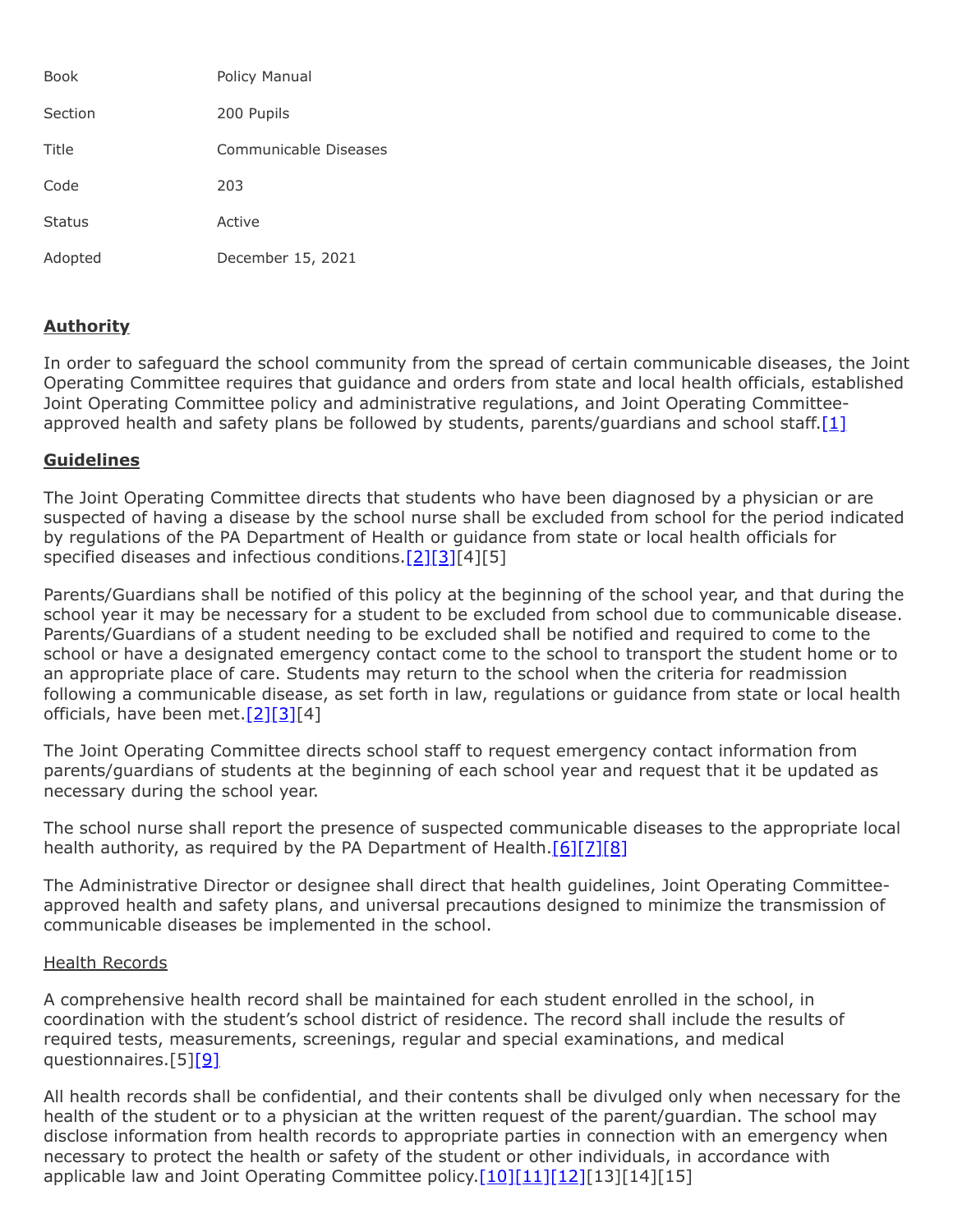| Book | Policy Manual |
| --- | --- |
| Section | 200 Pupils |
| Title | Communicable Diseases |
| Code | 203 |
| Status | Active |
| Adopted | December 15, 2021 |

## **Authority**

In order to safeguard the school community from the spread of certain communicable diseases, the Joint Operating Committee requires that guidance and orders from state and local health officials, established Joint Operating Committee policy and administrative regulations, and Joint Operating Committee-approved health and safety plans be followed by students, parents/guardians and school staff.[1]

## **Guidelines**

The Joint Operating Committee directs that students who have been diagnosed by a physician or are suspected of having a disease by the school nurse shall be excluded from school for the period indicated by regulations of the PA Department of Health or guidance from state or local health officials for specified diseases and infectious conditions.[2][3][4][5]

Parents/Guardians shall be notified of this policy at the beginning of the school year, and that during the school year it may be necessary for a student to be excluded from school due to communicable disease. Parents/Guardians of a student needing to be excluded shall be notified and required to come to the school or have a designated emergency contact come to the school to transport the student home or to an appropriate place of care. Students may return to the school when the criteria for readmission following a communicable disease, as set forth in law, regulations or guidance from state or local health officials, have been met.[2][3][4]

The Joint Operating Committee directs school staff to request emergency contact information from parents/guardians of students at the beginning of each school year and request that it be updated as necessary during the school year.

The school nurse shall report the presence of suspected communicable diseases to the appropriate local health authority, as required by the PA Department of Health.[6][7][8]

The Administrative Director or designee shall direct that health guidelines, Joint Operating Committee-approved health and safety plans, and universal precautions designed to minimize the transmission of communicable diseases be implemented in the school.

### Health Records

A comprehensive health record shall be maintained for each student enrolled in the school, in coordination with the student's school district of residence. The record shall include the results of required tests, measurements, screenings, regular and special examinations, and medical questionnaires.[5][9]

All health records shall be confidential, and their contents shall be divulged only when necessary for the health of the student or to a physician at the written request of the parent/guardian. The school may disclose information from health records to appropriate parties in connection with an emergency when necessary to protect the health or safety of the student or other individuals, in accordance with applicable law and Joint Operating Committee policy.[10][11][12][13][14][15]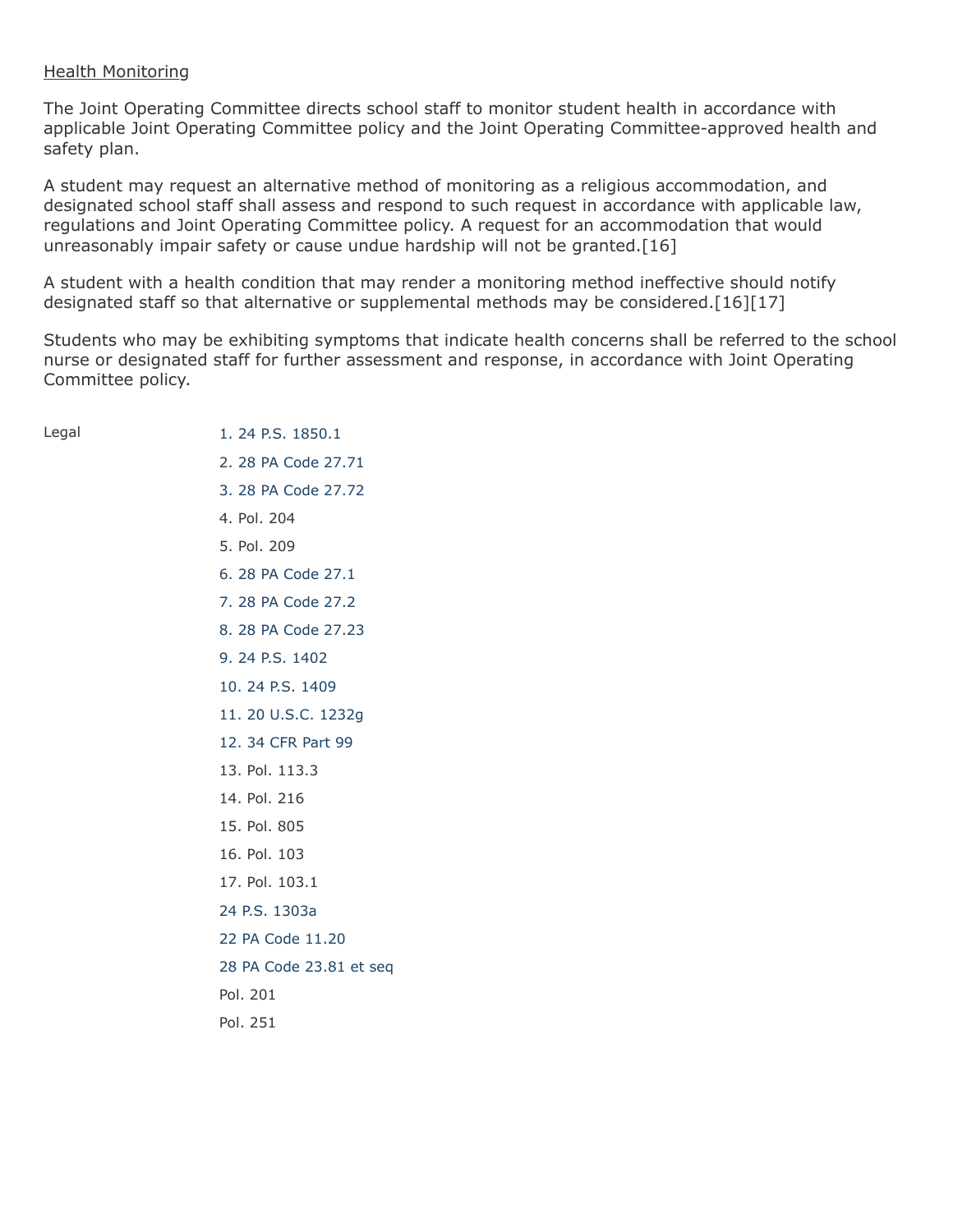<u>Health Monitoring</u>

The Joint Operating Committee directs school staff to monitor student health in accordance with applicable Joint Operating Committee policy and the Joint Operating Committee-approved health and safety plan.

A student may request an alternative method of monitoring as a religious accommodation, and designated school staff shall assess and respond to such request in accordance with applicable law, regulations and Joint Operating Committee policy. A request for an accommodation that would unreasonably impair safety or cause undue hardship will not be granted.[16]

A student with a health condition that may render a monitoring method ineffective should notify designated staff so that alternative or supplemental methods may be considered.[16][17]

Students who may be exhibiting symptoms that indicate health concerns shall be referred to the school nurse or designated staff for further assessment and response, in accordance with Joint Operating Committee policy.

Legal

1. 24 P.S. 1850.1
2. 28 PA Code 27.71
3. 28 PA Code 27.72
4. Pol. 204
5. Pol. 209
6. 28 PA Code 27.1
7. 28 PA Code 27.2
8. 28 PA Code 27.23
9. 24 P.S. 1402
10. 24 P.S. 1409
11. 20 U.S.C. 1232g
12. 34 CFR Part 99
13. Pol. 113.3
14. Pol. 216
15. Pol. 805
16. Pol. 103
17. Pol. 103.1

24 P.S. 1303a

22 PA Code 11.20

28 PA Code 23.81 et seq

Pol. 201

Pol. 251